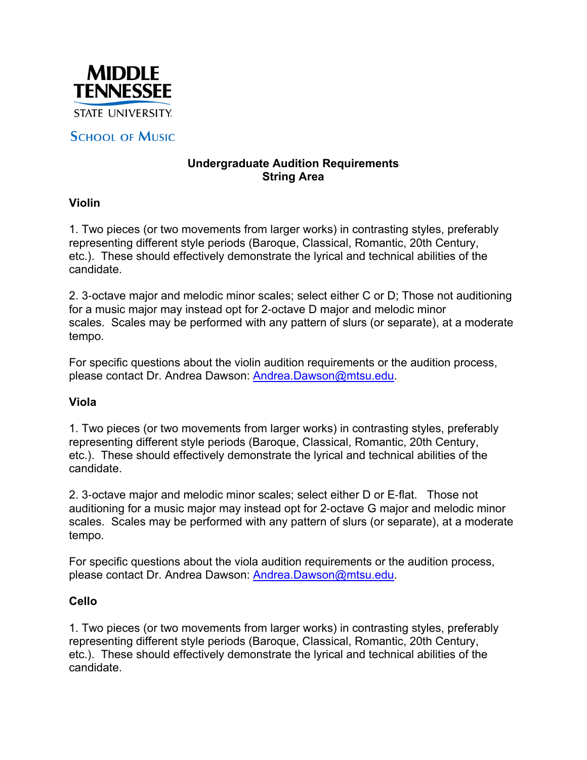MIDDLE TENNESSEE STATE UNIVERSITY

School of Music

# Undergraduate Audition Requirements
## String Area

### Violin

1. Two pieces (or two movements from larger works) in contrasting styles, preferably representing different style periods (Baroque, Classical, Romantic, 20th Century, etc.). These should effectively demonstrate the lyrical and technical abilities of the candidate.

2. 3-octave major and melodic minor scales; select either C or D; Those not auditioning for a music major may instead opt for 2-octave D major and melodic minor scales. Scales may be performed with any pattern of slurs (or separate), at a moderate tempo.

For specific questions about the violin audition requirements or the audition process, please contact Dr. Andrea Dawson: Andrea.Dawson@mtsu.edu.

### Viola

1. Two pieces (or two movements from larger works) in contrasting styles, preferably representing different style periods (Baroque, Classical, Romantic, 20th Century, etc.). These should effectively demonstrate the lyrical and technical abilities of the candidate.

2. 3-octave major and melodic minor scales; select either D or E-flat. Those not auditioning for a music major may instead opt for 2-octave G major and melodic minor scales. Scales may be performed with any pattern of slurs (or separate), at a moderate tempo.

For specific questions about the viola audition requirements or the audition process, please contact Dr. Andrea Dawson: Andrea.Dawson@mtsu.edu.

### Cello

1. Two pieces (or two movements from larger works) in contrasting styles, preferably representing different style periods (Baroque, Classical, Romantic, 20th Century, etc.). These should effectively demonstrate the lyrical and technical abilities of the candidate.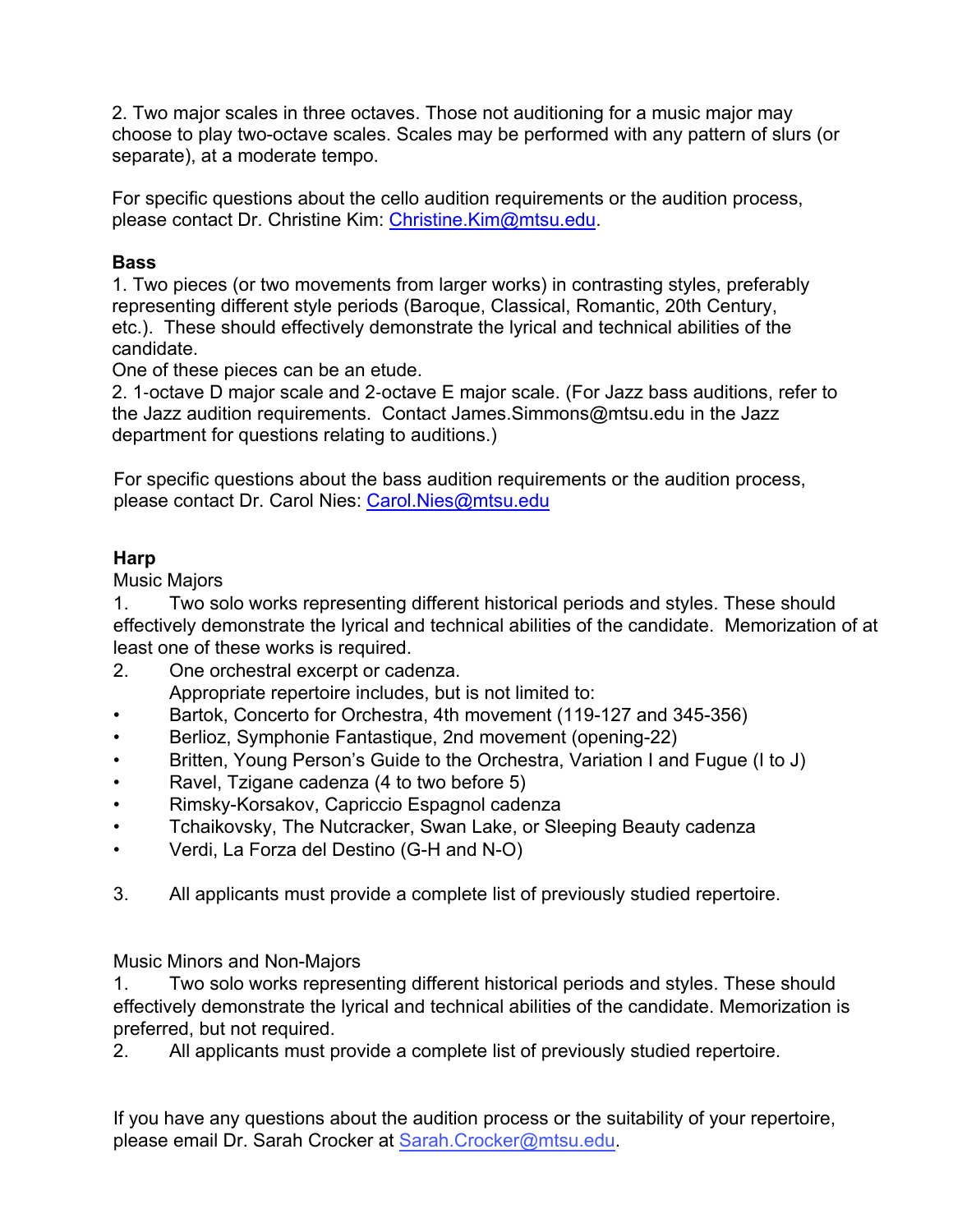2. Two major scales in three octaves. Those not auditioning for a music major may choose to play two-octave scales. Scales may be performed with any pattern of slurs (or separate), at a moderate tempo.

For specific questions about the cello audition requirements or the audition process, please contact Dr. Christine Kim: Christine.Kim@mtsu.edu.

**Bass**

1. Two pieces (or two movements from larger works) in contrasting styles, preferably representing different style periods (Baroque, Classical, Romantic, 20th Century, etc.). These should effectively demonstrate the lyrical and technical abilities of the candidate.
One of these pieces can be an etude.
2. 1-octave D major scale and 2-octave E major scale. (For Jazz bass auditions, refer to the Jazz audition requirements. Contact James.Simmons@mtsu.edu in the Jazz department for questions relating to auditions.)

For specific questions about the bass audition requirements or the audition process, please contact Dr. Carol Nies: Carol.Nies@mtsu.edu

**Harp**

Music Majors

1. Two solo works representing different historical periods and styles. These should effectively demonstrate the lyrical and technical abilities of the candidate. Memorization of at least one of these works is required.
2. One orchestral excerpt or cadenza.
   Appropriate repertoire includes, but is not limited to:
   - Bartok, Concerto for Orchestra, 4th movement (119-127 and 345-356)
   - Berlioz, Symphonie Fantastique, 2nd movement (opening-22)
   - Britten, Young Person's Guide to the Orchestra, Variation I and Fugue (I to J)
   - Ravel, Tzigane cadenza (4 to two before 5)
   - Rimsky-Korsakov, Capriccio Espagnol cadenza
   - Tchaikovsky, The Nutcracker, Swan Lake, or Sleeping Beauty cadenza
   - Verdi, La Forza del Destino (G-H and N-O)
3. All applicants must provide a complete list of previously studied repertoire.

Music Minors and Non-Majors

1. Two solo works representing different historical periods and styles. These should effectively demonstrate the lyrical and technical abilities of the candidate. Memorization is preferred, but not required.
2. All applicants must provide a complete list of previously studied repertoire.

If you have any questions about the audition process or the suitability of your repertoire, please email Dr. Sarah Crocker at Sarah.Crocker@mtsu.edu.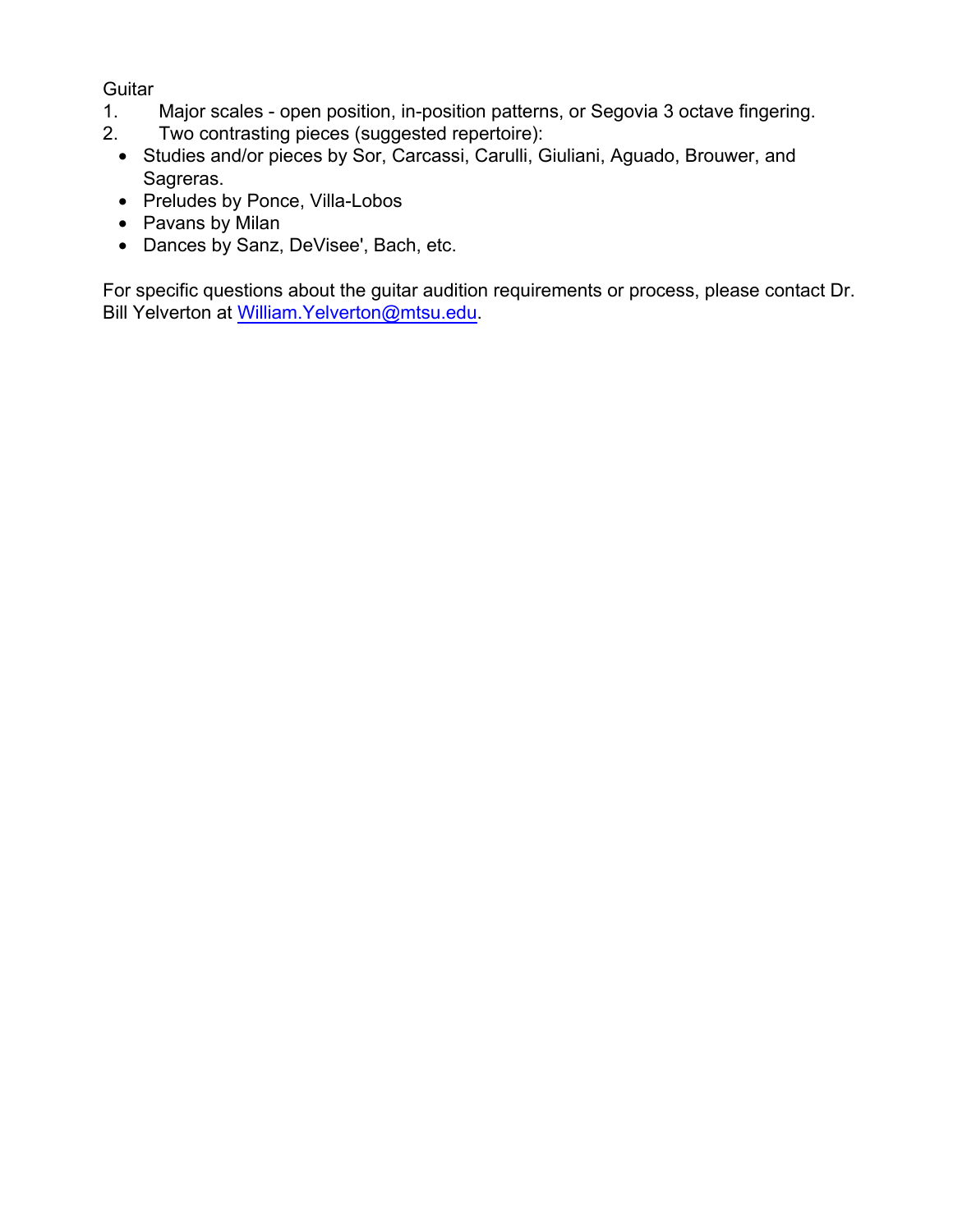Guitar

1. Major scales - open position, in-position patterns, or Segovia 3 octave fingering.
2. Two contrasting pieces (suggested repertoire):
   - Studies and/or pieces by Sor, Carcassi, Carulli, Giuliani, Aguado, Brouwer, and Sagreras.
   - Preludes by Ponce, Villa-Lobos
   - Pavans by Milan
   - Dances by Sanz, DeVisee', Bach, etc.

For specific questions about the guitar audition requirements or process, please contact Dr. Bill Yelverton at [William.Yelverton@mtsu.edu](mailto:William.Yelverton@mtsu.edu).